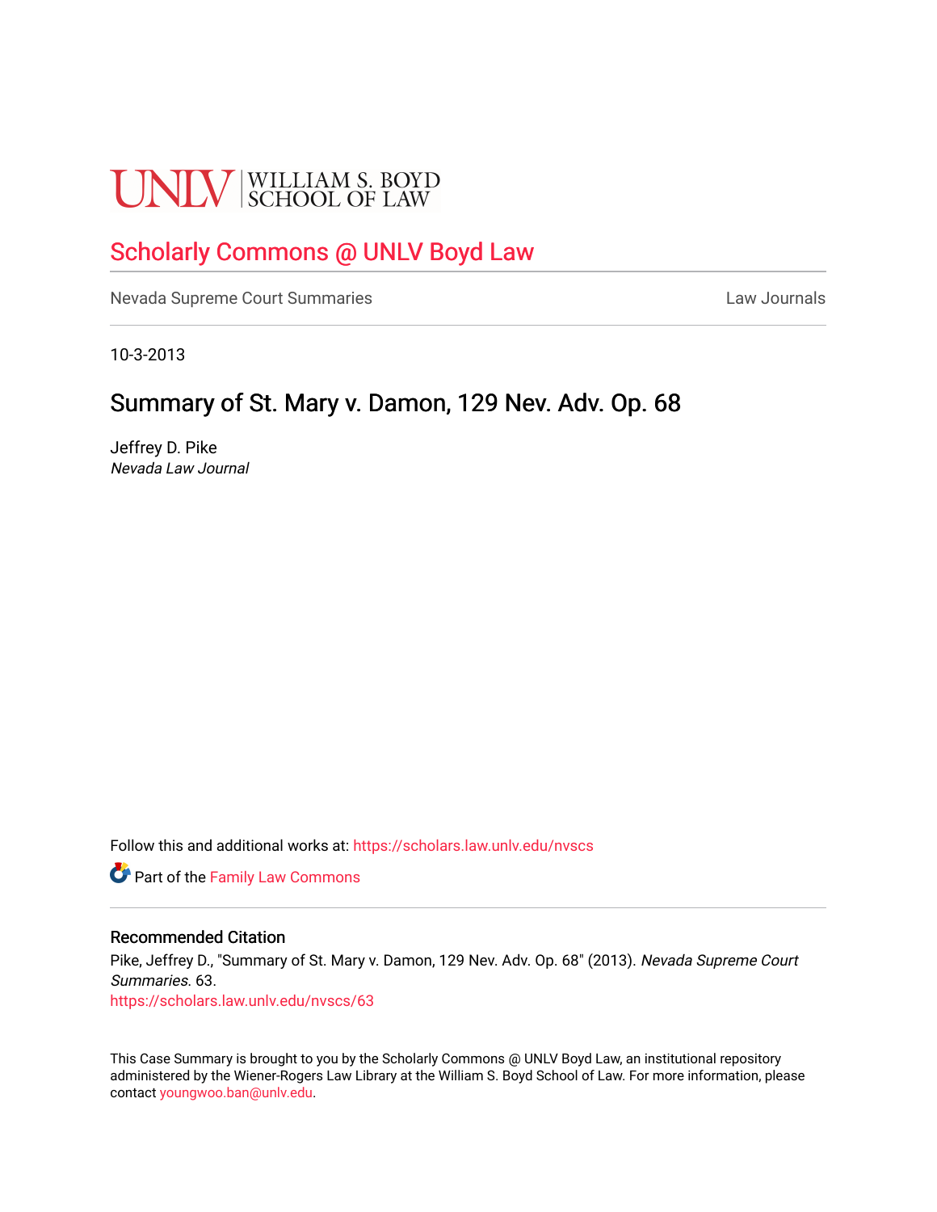UNLV | WILLIAM S. BOYD SCHOOL OF LAW

# Scholarly Commons @ UNLV Boyd Law

Nevada Supreme Court Summaries | Law Journals

10-3-2013

## Summary of St. Mary v. Damon, 129 Nev. Adv. Op. 68

Jeffrey D. Pike
*Nevada Law Journal*

Follow this and additional works at: https://scholars.law.unlv.edu/nvscs

Part of the Family Law Commons

### Recommended Citation

Pike, Jeffrey D., "Summary of St. Mary v. Damon, 129 Nev. Adv. Op. 68" (2013). *Nevada Supreme Court Summaries*. 63.
https://scholars.law.unlv.edu/nvscs/63

This Case Summary is brought to you by the Scholarly Commons @ UNLV Boyd Law, an institutional repository administered by the Wiener-Rogers Law Library at the William S. Boyd School of Law. For more information, please contact youngwoo.ban@unlv.edu.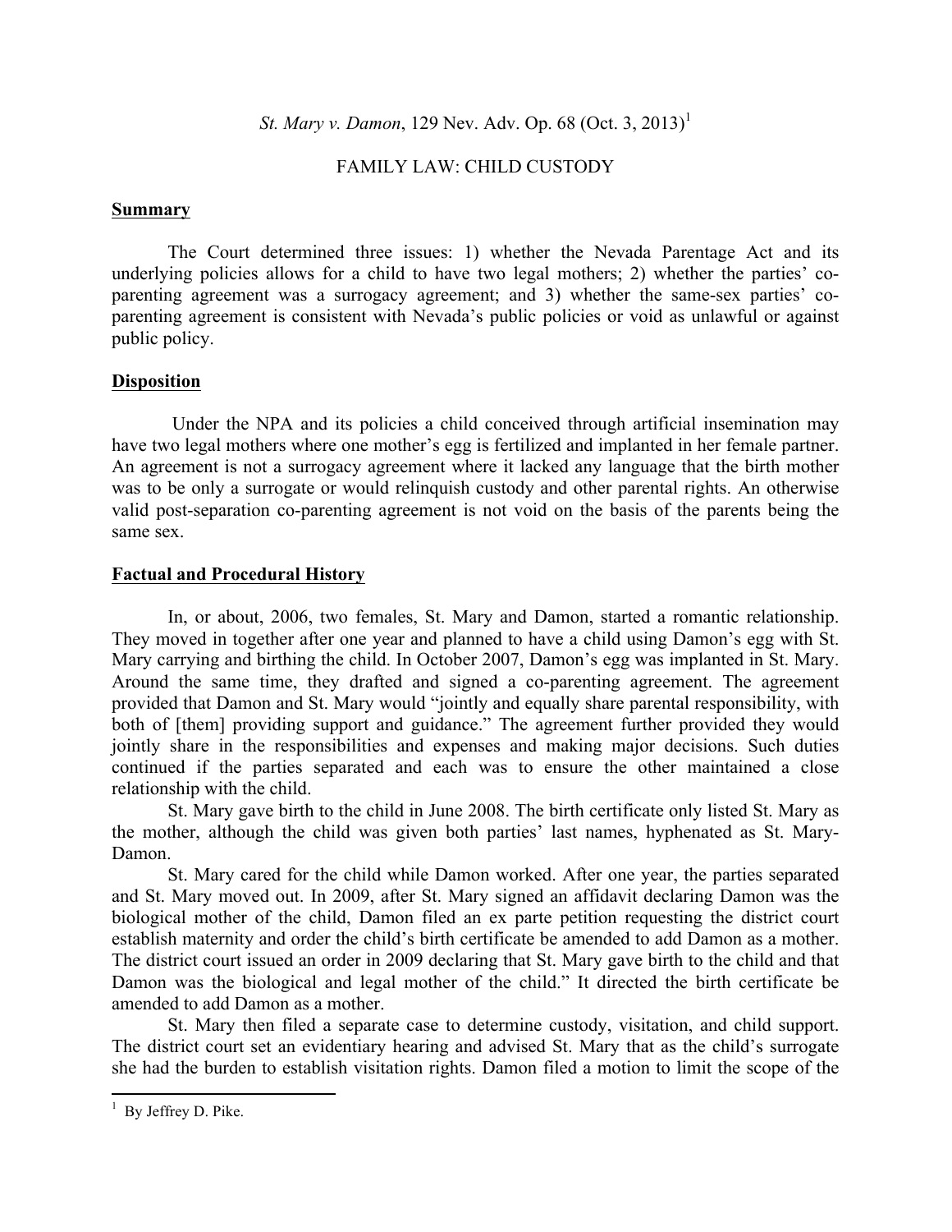*St. Mary v. Damon*, 129 Nev. Adv. Op. 68 (Oct. 3, 2013)[1]

FAMILY LAW: CHILD CUSTODY

## Summary

The Court determined three issues: 1) whether the Nevada Parentage Act and its underlying policies allows for a child to have two legal mothers; 2) whether the parties' co-parenting agreement was a surrogacy agreement; and 3) whether the same-sex parties' co-parenting agreement is consistent with Nevada's public policies or void as unlawful or against public policy.

## Disposition

Under the NPA and its policies a child conceived through artificial insemination may have two legal mothers where one mother's egg is fertilized and implanted in her female partner. An agreement is not a surrogacy agreement where it lacked any language that the birth mother was to be only a surrogate or would relinquish custody and other parental rights. An otherwise valid post-separation co-parenting agreement is not void on the basis of the parents being the same sex.

## Factual and Procedural History

In, or about, 2006, two females, St. Mary and Damon, started a romantic relationship. They moved in together after one year and planned to have a child using Damon's egg with St. Mary carrying and birthing the child. In October 2007, Damon's egg was implanted in St. Mary. Around the same time, they drafted and signed a co-parenting agreement. The agreement provided that Damon and St. Mary would "jointly and equally share parental responsibility, with both of [them] providing support and guidance." The agreement further provided they would jointly share in the responsibilities and expenses and making major decisions. Such duties continued if the parties separated and each was to ensure the other maintained a close relationship with the child.

St. Mary gave birth to the child in June 2008. The birth certificate only listed St. Mary as the mother, although the child was given both parties' last names, hyphenated as St. Mary-Damon.

St. Mary cared for the child while Damon worked. After one year, the parties separated and St. Mary moved out. In 2009, after St. Mary signed an affidavit declaring Damon was the biological mother of the child, Damon filed an ex parte petition requesting the district court establish maternity and order the child's birth certificate be amended to add Damon as a mother. The district court issued an order in 2009 declaring that St. Mary gave birth to the child and that Damon was the biological and legal mother of the child." It directed the birth certificate be amended to add Damon as a mother.

St. Mary then filed a separate case to determine custody, visitation, and child support. The district court set an evidentiary hearing and advised St. Mary that as the child's surrogate she had the burden to establish visitation rights. Damon filed a motion to limit the scope of the

---

[1] By Jeffrey D. Pike.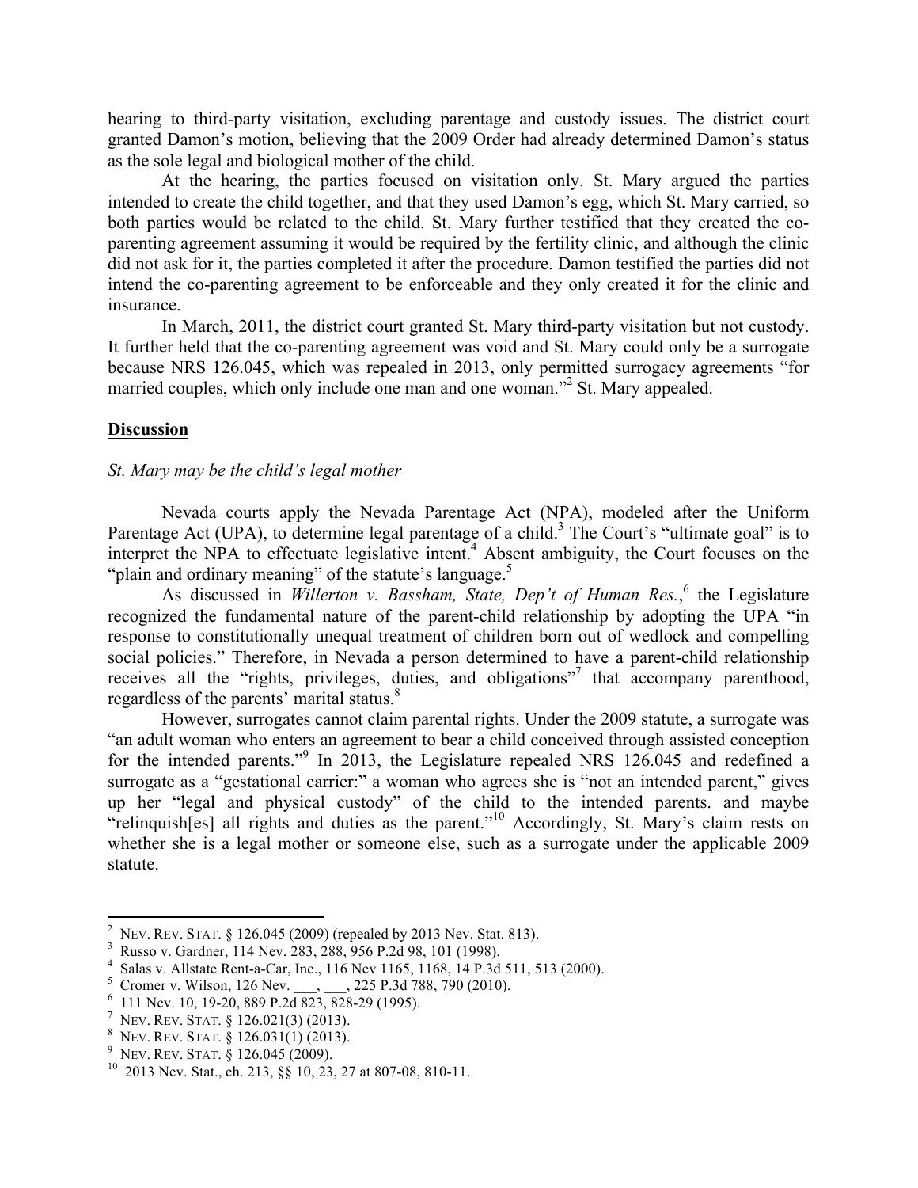hearing to third-party visitation, excluding parentage and custody issues. The district court granted Damon's motion, believing that the 2009 Order had already determined Damon's status as the sole legal and biological mother of the child.

At the hearing, the parties focused on visitation only. St. Mary argued the parties intended to create the child together, and that they used Damon's egg, which St. Mary carried, so both parties would be related to the child. St. Mary further testified that they created the co-parenting agreement assuming it would be required by the fertility clinic, and although the clinic did not ask for it, the parties completed it after the procedure. Damon testified the parties did not intend the co-parenting agreement to be enforceable and they only created it for the clinic and insurance.

In March, 2011, the district court granted St. Mary third-party visitation but not custody. It further held that the co-parenting agreement was void and St. Mary could only be a surrogate because NRS 126.045, which was repealed in 2013, only permitted surrogacy agreements "for married couples, which only include one man and one woman."[2] St. Mary appealed.

## Discussion

*St. Mary may be the child's legal mother*

Nevada courts apply the Nevada Parentage Act (NPA), modeled after the Uniform Parentage Act (UPA), to determine legal parentage of a child.[3] The Court's "ultimate goal" is to interpret the NPA to effectuate legislative intent.[4] Absent ambiguity, the Court focuses on the "plain and ordinary meaning" of the statute's language.[5]

As discussed in *Willerton v. Bassham, State, Dep't of Human Res.*,[6] the Legislature recognized the fundamental nature of the parent-child relationship by adopting the UPA "in response to constitutionally unequal treatment of children born out of wedlock and compelling social policies." Therefore, in Nevada a person determined to have a parent-child relationship receives all the "rights, privileges, duties, and obligations"[7] that accompany parenthood, regardless of the parents' marital status.[8]

However, surrogates cannot claim parental rights. Under the 2009 statute, a surrogate was "an adult woman who enters an agreement to bear a child conceived through assisted conception for the intended parents."[9] In 2013, the Legislature repealed NRS 126.045 and redefined a surrogate as a "gestational carrier:" a woman who agrees she is "not an intended parent," gives up her "legal and physical custody" of the child to the intended parents. and maybe "relinquish[es] all rights and duties as the parent."[10] Accordingly, St. Mary's claim rests on whether she is a legal mother or someone else, such as a surrogate under the applicable 2009 statute.

---

[2] NEV. REV. STAT. § 126.045 (2009) (repealed by 2013 Nev. Stat. 813).
[3] Russo v. Gardner, 114 Nev. 283, 288, 956 P.2d 98, 101 (1998).
[4] Salas v. Allstate Rent-a-Car, Inc., 116 Nev 1165, 1168, 14 P.3d 511, 513 (2000).
[5] Cromer v. Wilson, 126 Nev. ___, ___, 225 P.3d 788, 790 (2010).
[6] 111 Nev. 10, 19-20, 889 P.2d 823, 828-29 (1995).
[7] NEV. REV. STAT. § 126.021(3) (2013).
[8] NEV. REV. STAT. § 126.031(1) (2013).
[9] NEV. REV. STAT. § 126.045 (2009).
[10] 2013 Nev. Stat., ch. 213, §§ 10, 23, 27 at 807-08, 810-11.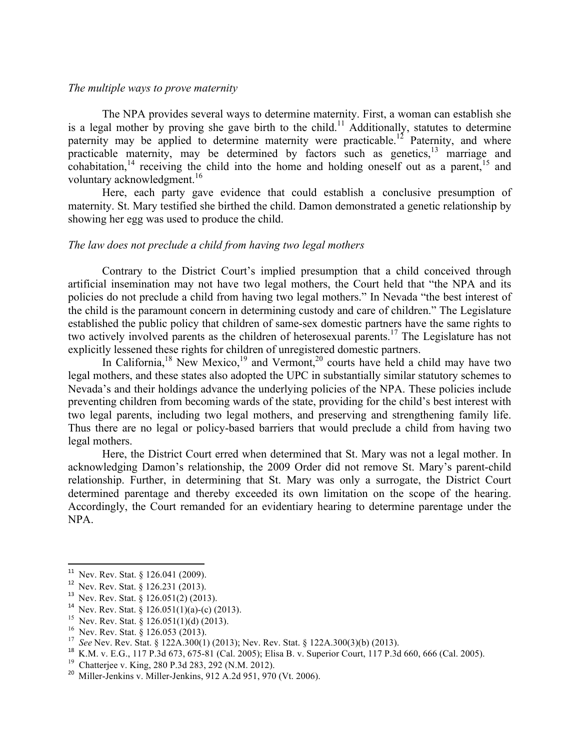*The multiple ways to prove maternity*

The NPA provides several ways to determine maternity. First, a woman can establish she is a legal mother by proving she gave birth to the child.[11] Additionally, statutes to determine paternity may be applied to determine maternity were practicable.[12] Paternity, and where practicable maternity, may be determined by factors such as genetics,[13] marriage and cohabitation,[14] receiving the child into the home and holding oneself out as a parent,[15] and voluntary acknowledgment.[16]

Here, each party gave evidence that could establish a conclusive presumption of maternity. St. Mary testified she birthed the child. Damon demonstrated a genetic relationship by showing her egg was used to produce the child.

*The law does not preclude a child from having two legal mothers*

Contrary to the District Court's implied presumption that a child conceived through artificial insemination may not have two legal mothers, the Court held that "the NPA and its policies do not preclude a child from having two legal mothers." In Nevada "the best interest of the child is the paramount concern in determining custody and care of children." The Legislature established the public policy that children of same-sex domestic partners have the same rights to two actively involved parents as the children of heterosexual parents.[17] The Legislature has not explicitly lessened these rights for children of unregistered domestic partners.

In California,[18] New Mexico,[19] and Vermont,[20] courts have held a child may have two legal mothers, and these states also adopted the UPC in substantially similar statutory schemes to Nevada's and their holdings advance the underlying policies of the NPA. These policies include preventing children from becoming wards of the state, providing for the child's best interest with two legal parents, including two legal mothers, and preserving and strengthening family life. Thus there are no legal or policy-based barriers that would preclude a child from having two legal mothers.

Here, the District Court erred when determined that St. Mary was not a legal mother. In acknowledging Damon's relationship, the 2009 Order did not remove St. Mary's parent-child relationship. Further, in determining that St. Mary was only a surrogate, the District Court determined parentage and thereby exceeded its own limitation on the scope of the hearing. Accordingly, the Court remanded for an evidentiary hearing to determine parentage under the NPA.

---

[11] Nev. Rev. Stat. § 126.041 (2009).
[12] Nev. Rev. Stat. § 126.231 (2013).
[13] Nev. Rev. Stat. § 126.051(2) (2013).
[14] Nev. Rev. Stat. § 126.051(1)(a)-(c) (2013).
[15] Nev. Rev. Stat. § 126.051(1)(d) (2013).
[16] Nev. Rev. Stat. § 126.053 (2013).
[17] *See* Nev. Rev. Stat. § 122A.300(1) (2013); Nev. Rev. Stat. § 122A.300(3)(b) (2013).
[18] K.M. v. E.G., 117 P.3d 673, 675-81 (Cal. 2005); Elisa B. v. Superior Court, 117 P.3d 660, 666 (Cal. 2005).
[19] Chatterjee v. King, 280 P.3d 283, 292 (N.M. 2012).
[20] Miller-Jenkins v. Miller-Jenkins, 912 A.2d 951, 970 (Vt. 2006).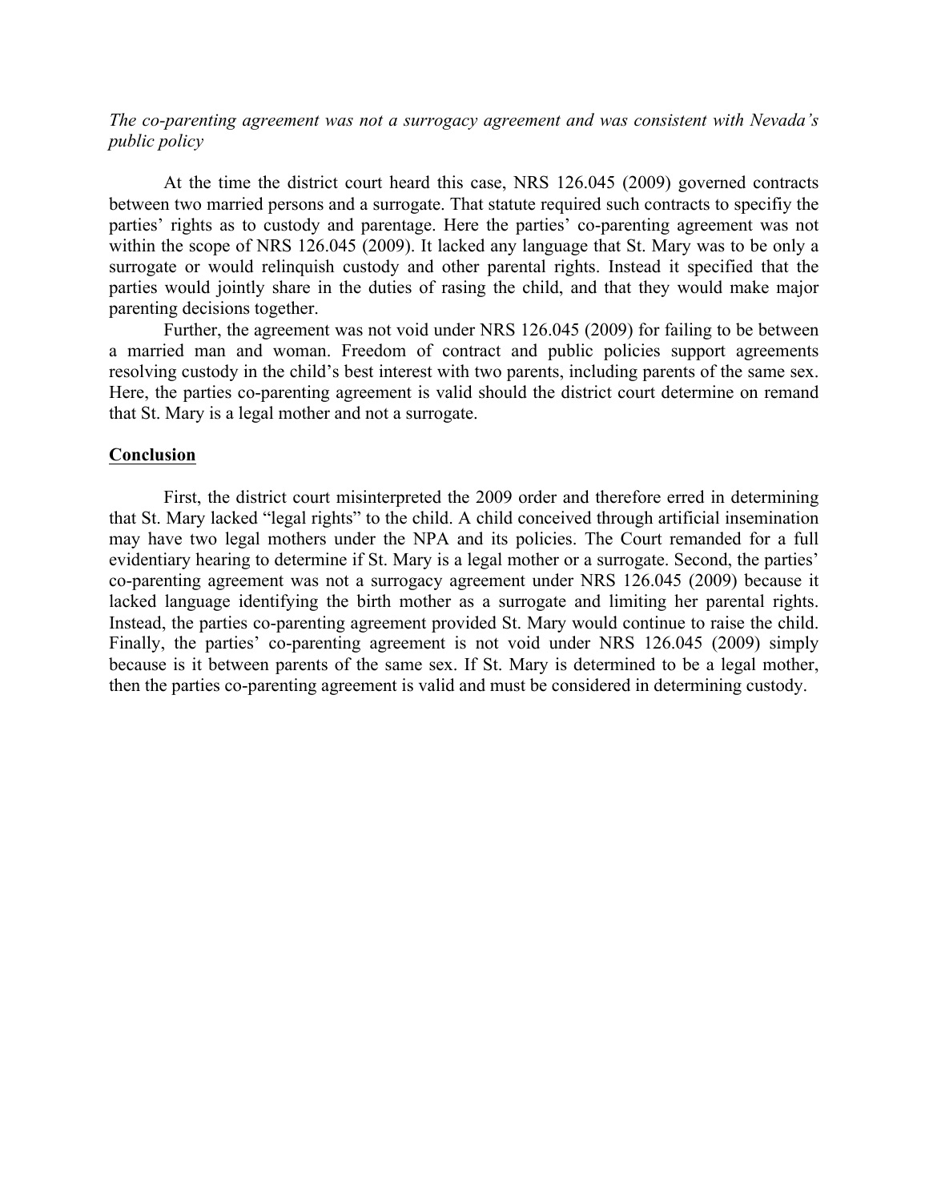*The co-parenting agreement was not a surrogacy agreement and was consistent with Nevada's public policy*

At the time the district court heard this case, NRS 126.045 (2009) governed contracts between two married persons and a surrogate. That statute required such contracts to specifiy the parties' rights as to custody and parentage. Here the parties' co-parenting agreement was not within the scope of NRS 126.045 (2009). It lacked any language that St. Mary was to be only a surrogate or would relinquish custody and other parental rights. Instead it specified that the parties would jointly share in the duties of rasing the child, and that they would make major parenting decisions together.

Further, the agreement was not void under NRS 126.045 (2009) for failing to be between a married man and woman. Freedom of contract and public policies support agreements resolving custody in the child's best interest with two parents, including parents of the same sex. Here, the parties co-parenting agreement is valid should the district court determine on remand that St. Mary is a legal mother and not a surrogate.

## Conclusion

First, the district court misinterpreted the 2009 order and therefore erred in determining that St. Mary lacked "legal rights" to the child. A child conceived through artificial insemination may have two legal mothers under the NPA and its policies. The Court remanded for a full evidentiary hearing to determine if St. Mary is a legal mother or a surrogate. Second, the parties' co-parenting agreement was not a surrogacy agreement under NRS 126.045 (2009) because it lacked language identifying the birth mother as a surrogate and limiting her parental rights. Instead, the parties co-parenting agreement provided St. Mary would continue to raise the child. Finally, the parties' co-parenting agreement is not void under NRS 126.045 (2009) simply because is it between parents of the same sex. If St. Mary is determined to be a legal mother, then the parties co-parenting agreement is valid and must be considered in determining custody.